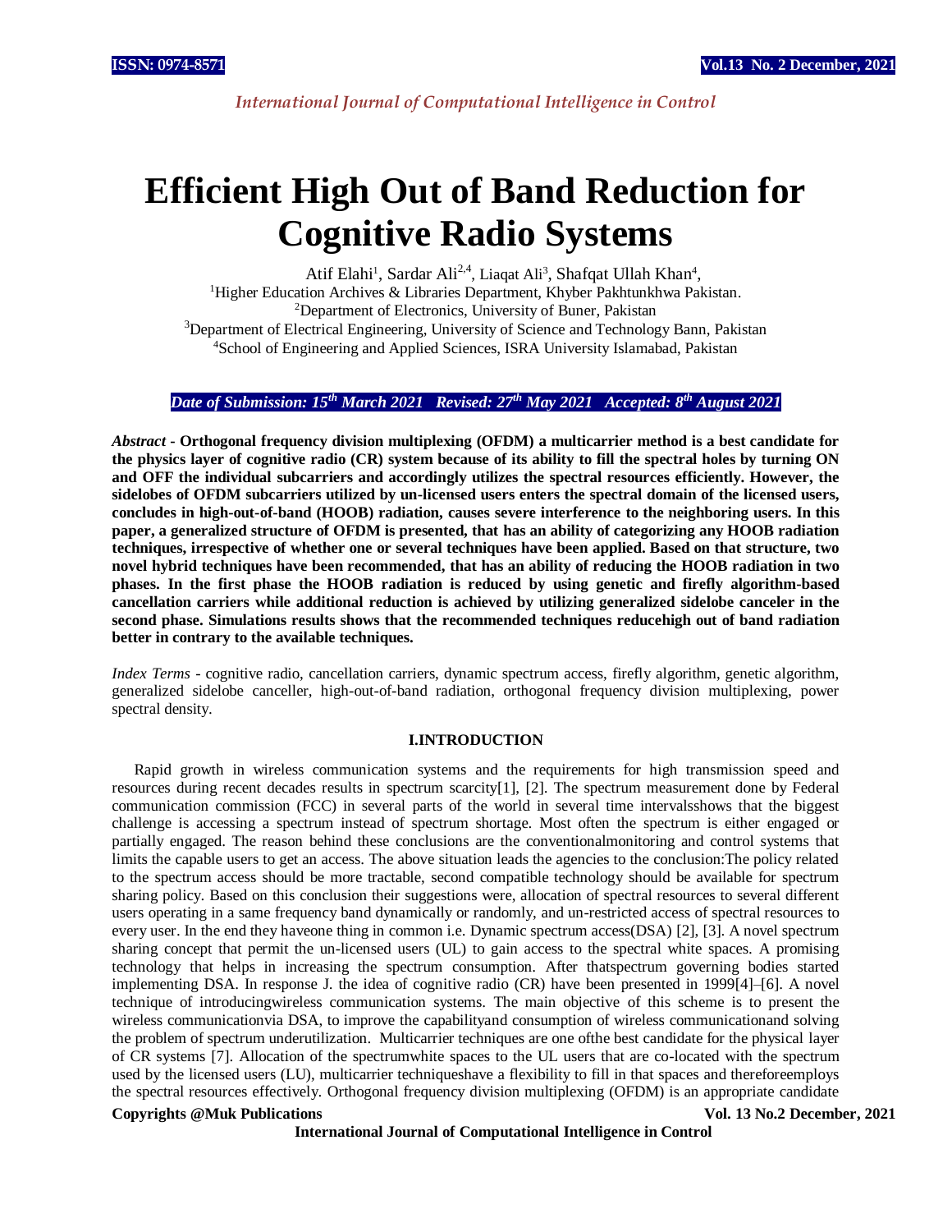# Efficient High Out of Band Reduction for Cognitive Radio Systems

Atif Elahi[1], Sardar Ali[2,4], Liaqat Ali[3], Shafqat Ullah Khan[4],

[1]Higher Education Archives & Libraries Department, Khyber Pakhtunkhwa Pakistan.
[2]Department of Electronics, University of Buner, Pakistan
[3]Department of Electrical Engineering, University of Science and Technology Bann, Pakistan
[4]School of Engineering and Applied Sciences, ISRA University Islamabad, Pakistan

*Date of Submission: 15th March 2021 Revised: 27th May 2021 Accepted: 8th August 2021*

*Abstract* - **Orthogonal frequency division multiplexing (OFDM) a multicarrier method is a best candidate for the physics layer of cognitive radio (CR) system because of its ability to fill the spectral holes by turning ON and OFF the individual subcarriers and accordingly utilizes the spectral resources efficiently. However, the sidelobes of OFDM subcarriers utilized by un-licensed users enters the spectral domain of the licensed users, concludes in high-out-of-band (HOOB) radiation, causes severe interference to the neighboring users. In this paper, a generalized structure of OFDM is presented, that has an ability of categorizing any HOOB radiation techniques, irrespective of whether one or several techniques have been applied. Based on that structure, two novel hybrid techniques have been recommended, that has an ability of reducing the HOOB radiation in two phases. In the first phase the HOOB radiation is reduced by using genetic and firefly algorithm-based cancellation carriers while additional reduction is achieved by utilizing generalized sidelobe canceler in the second phase. Simulations results shows that the recommended techniques reducehigh out of band radiation better in contrary to the available techniques.**

*Index Terms* - cognitive radio, cancellation carriers, dynamic spectrum access, firefly algorithm, genetic algorithm, generalized sidelobe canceller, high-out-of-band radiation, orthogonal frequency division multiplexing, power spectral density.

## I.INTRODUCTION

Rapid growth in wireless communication systems and the requirements for high transmission speed and resources during recent decades results in spectrum scarcity[1], [2]. The spectrum measurement done by Federal communication commission (FCC) in several parts of the world in several time intervalsshows that the biggest challenge is accessing a spectrum instead of spectrum shortage. Most often the spectrum is either engaged or partially engaged. The reason behind these conclusions are the conventionalmonitoring and control systems that limits the capable users to get an access. The above situation leads the agencies to the conclusion:The policy related to the spectrum access should be more tractable, second compatible technology should be available for spectrum sharing policy. Based on this conclusion their suggestions were, allocation of spectral resources to several different users operating in a same frequency band dynamically or randomly, and un-restricted access of spectral resources to every user. In the end they haveone thing in common i.e. Dynamic spectrum access(DSA) [2], [3]. A novel spectrum sharing concept that permit the un-licensed users (UL) to gain access to the spectral white spaces. A promising technology that helps in increasing the spectrum consumption. After thatspectrum governing bodies started implementing DSA. In response J. the idea of cognitive radio (CR) have been presented in 1999[4]–[6]. A novel technique of introducingwireless communication systems. The main objective of this scheme is to present the wireless communicationvia DSA, to improve the capabilityand consumption of wireless communicationand solving the problem of spectrum underutilization. Multicarrier techniques are one ofthe best candidate for the physical layer of CR systems [7]. Allocation of the spectrumwhite spaces to the UL users that are co-located with the spectrum used by the licensed users (LU), multicarrier techniqueshave a flexibility to fill in that spaces and thereforeemploys the spectral resources effectively. Orthogonal frequency division multiplexing (OFDM) is an appropriate candidate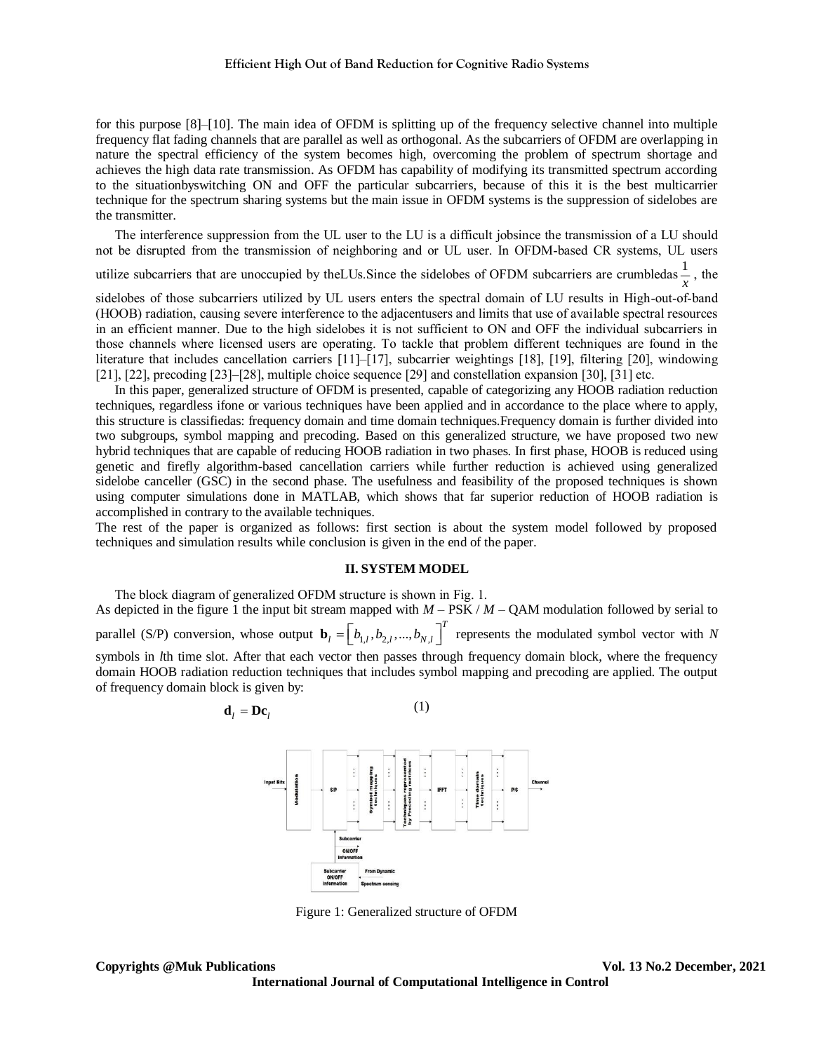for this purpose [8]–[10]. The main idea of OFDM is splitting up of the frequency selective channel into multiple frequency flat fading channels that are parallel as well as orthogonal. As the subcarriers of OFDM are overlapping in nature the spectral efficiency of the system becomes high, overcoming the problem of spectrum shortage and achieves the high data rate transmission. As OFDM has capability of modifying its transmitted spectrum according to the situationbyswitching ON and OFF the particular subcarriers, because of this it is the best multicarrier technique for the spectrum sharing systems but the main issue in OFDM systems is the suppression of sidelobes are the transmitter.

The interference suppression from the UL user to the LU is a difficult jobsince the transmission of a LU should not be disrupted from the transmission of neighboring and or UL user. In OFDM-based CR systems, UL users utilize subcarriers that are unoccupied by theLUs.Since the sidelobes of OFDM subcarriers are crumbledas $\frac{1}{x}$, the sidelobes of those subcarriers utilized by UL users enters the spectral domain of LU results in High-out-of-band (HOOB) radiation, causing severe interference to the adjacentusers and limits that use of available spectral resources in an efficient manner. Due to the high sidelobes it is not sufficient to ON and OFF the individual subcarriers in those channels where licensed users are operating. To tackle that problem different techniques are found in the literature that includes cancellation carriers [11]–[17], subcarrier weightings [18], [19], filtering [20], windowing [21], [22], precoding [23]–[28], multiple choice sequence [29] and constellation expansion [30], [31] etc.

In this paper, generalized structure of OFDM is presented, capable of categorizing any HOOB radiation reduction techniques, regardless ifone or various techniques have been applied and in accordance to the place where to apply, this structure is classifiedas: frequency domain and time domain techniques.Frequency domain is further divided into two subgroups, symbol mapping and precoding. Based on this generalized structure, we have proposed two new hybrid techniques that are capable of reducing HOOB radiation in two phases. In first phase, HOOB is reduced using genetic and firefly algorithm-based cancellation carriers while further reduction is achieved using generalized sidelobe canceller (GSC) in the second phase. The usefulness and feasibility of the proposed techniques is shown using computer simulations done in MATLAB, which shows that far superior reduction of HOOB radiation is accomplished in contrary to the available techniques.

The rest of the paper is organized as follows: first section is about the system model followed by proposed techniques and simulation results while conclusion is given in the end of the paper.

## II. SYSTEM MODEL

The block diagram of generalized OFDM structure is shown in Fig. 1.

As depicted in the figure 1 the input bit stream mapped with $M$ – PSK / $M$ – QAM modulation followed by serial to parallel (S/P) conversion, whose output $\mathbf{b}_l = \left[ b_{1,l}, b_{2,l}, ..., b_{N,l} \right]^T$ represents the modulated symbol vector with $N$ symbols in $l$th time slot. After that each vector then passes through frequency domain block, where the frequency domain HOOB radiation reduction techniques that includes symbol mapping and precoding are applied. The output of frequency domain block is given by:

$$\mathbf{d}_l = \mathbf{D}\mathbf{c}_l \tag{1}$$

Figure 1: Generalized structure of OFDM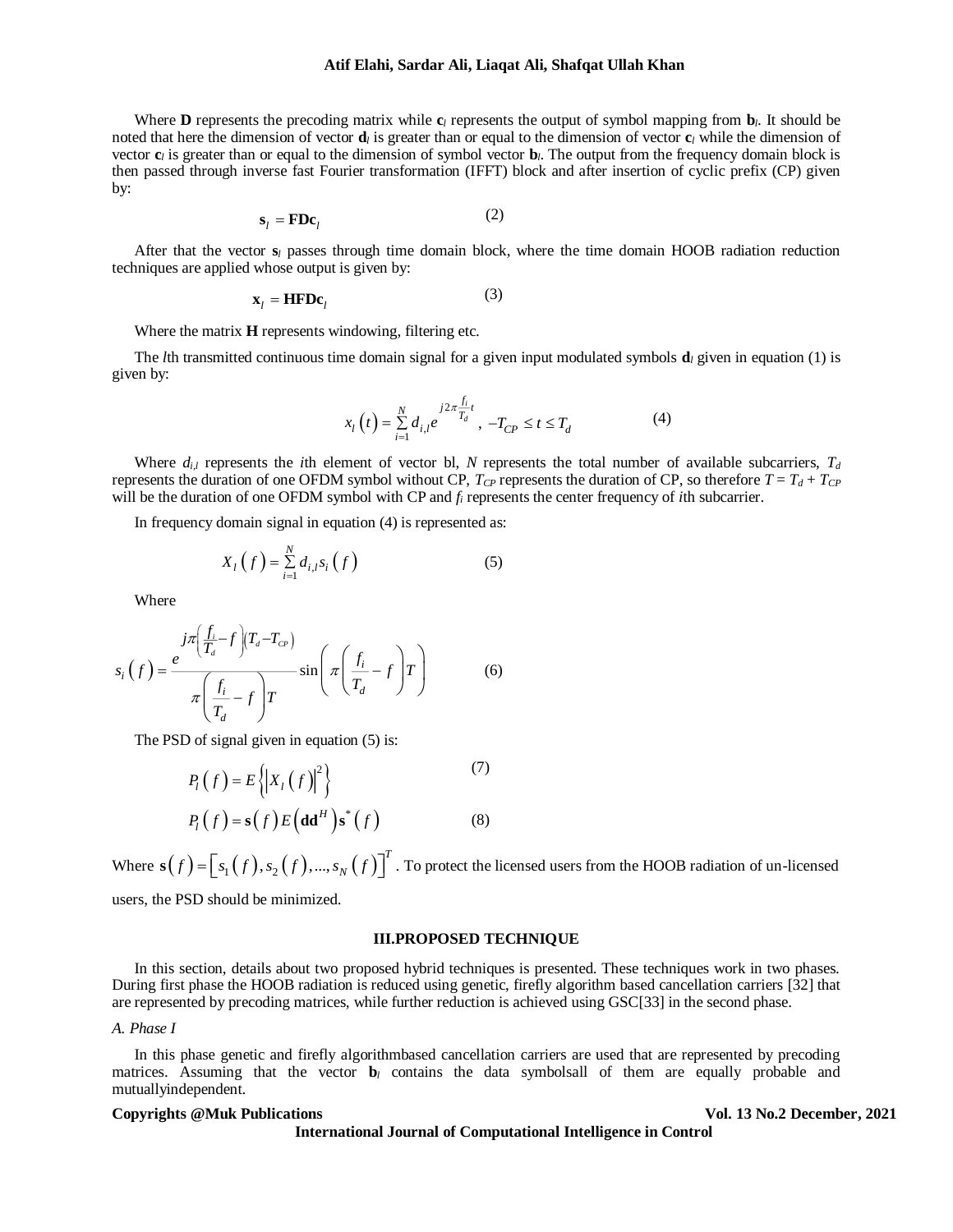Where **D** represents the precoding matrix while $\mathbf{c}_l$ represents the output of symbol mapping from $\mathbf{b}_l$. It should be noted that here the dimension of vector $\mathbf{d}_l$ is greater than or equal to the dimension of vector $\mathbf{c}_l$ while the dimension of vector $\mathbf{c}_l$ is greater than or equal to the dimension of symbol vector $\mathbf{b}_l$. The output from the frequency domain block is then passed through inverse fast Fourier transformation (IFFT) block and after insertion of cyclic prefix (CP) given by:

$$\mathbf{s}_l = \mathbf{FDc}_l \tag{2}$$

After that the vector $\mathbf{s}_l$ passes through time domain block, where the time domain HOOB radiation reduction techniques are applied whose output is given by:

$$\mathbf{x}_l = \mathbf{HFDc}_l \tag{3}$$

Where the matrix **H** represents windowing, filtering etc.

The $l$th transmitted continuous time domain signal for a given input modulated symbols $\mathbf{d}_l$ given in equation (1) is given by:

$$x_l(t) = \sum_{i=1}^{N} d_{i,l} e^{j2\pi \frac{f_i}{T_d} t}, \; -T_{CP} \le t \le T_d \tag{4}$$

Where $d_{i,l}$ represents the $i$th element of vector bl, $N$ represents the total number of available subcarriers, $T_d$ represents the duration of one OFDM symbol without CP, $T_{CP}$ represents the duration of CP, so therefore $T = T_d + T_{CP}$ will be the duration of one OFDM symbol with CP and $f_i$ represents the center frequency of $i$th subcarrier.

In frequency domain signal in equation (4) is represented as:

$$X_l(f) = \sum_{i=1}^{N} d_{i,l} s_i(f) \tag{5}$$

Where

$$s_i(f) = \frac{e^{j\pi\left(\frac{f_i}{T_d} - f\right)(T_d - T_{CP})}}{\pi\left(\frac{f_i}{T_d} - f\right)T} \sin\left(\pi\left(\frac{f_i}{T_d} - f\right)T\right) \tag{6}$$

The PSD of signal given in equation (5) is:

$$P_l(f) = E\left\{\left|X_l(f)\right|^2\right\} \tag{7}$$

$$P_l(f) = \mathbf{s}(f) E\left(\mathbf{dd}^H\right) \mathbf{s}^*(f) \tag{8}$$

Where $\mathbf{s}(f) = \left[s_1(f), s_2(f), ..., s_N(f)\right]^T$. To protect the licensed users from the HOOB radiation of un-licensed users, the PSD should be minimized.

## III.PROPOSED TECHNIQUE

In this section, details about two proposed hybrid techniques is presented. These techniques work in two phases. During first phase the HOOB radiation is reduced using genetic, firefly algorithm based cancellation carriers [32] that are represented by precoding matrices, while further reduction is achieved using GSC[33] in the second phase.

### *A. Phase I*

In this phase genetic and firefly algorithmbased cancellation carriers are used that are represented by precoding matrices. Assuming that the vector $\mathbf{b}_l$ contains the data symbolsall of them are equally probable and mutuallyindependent.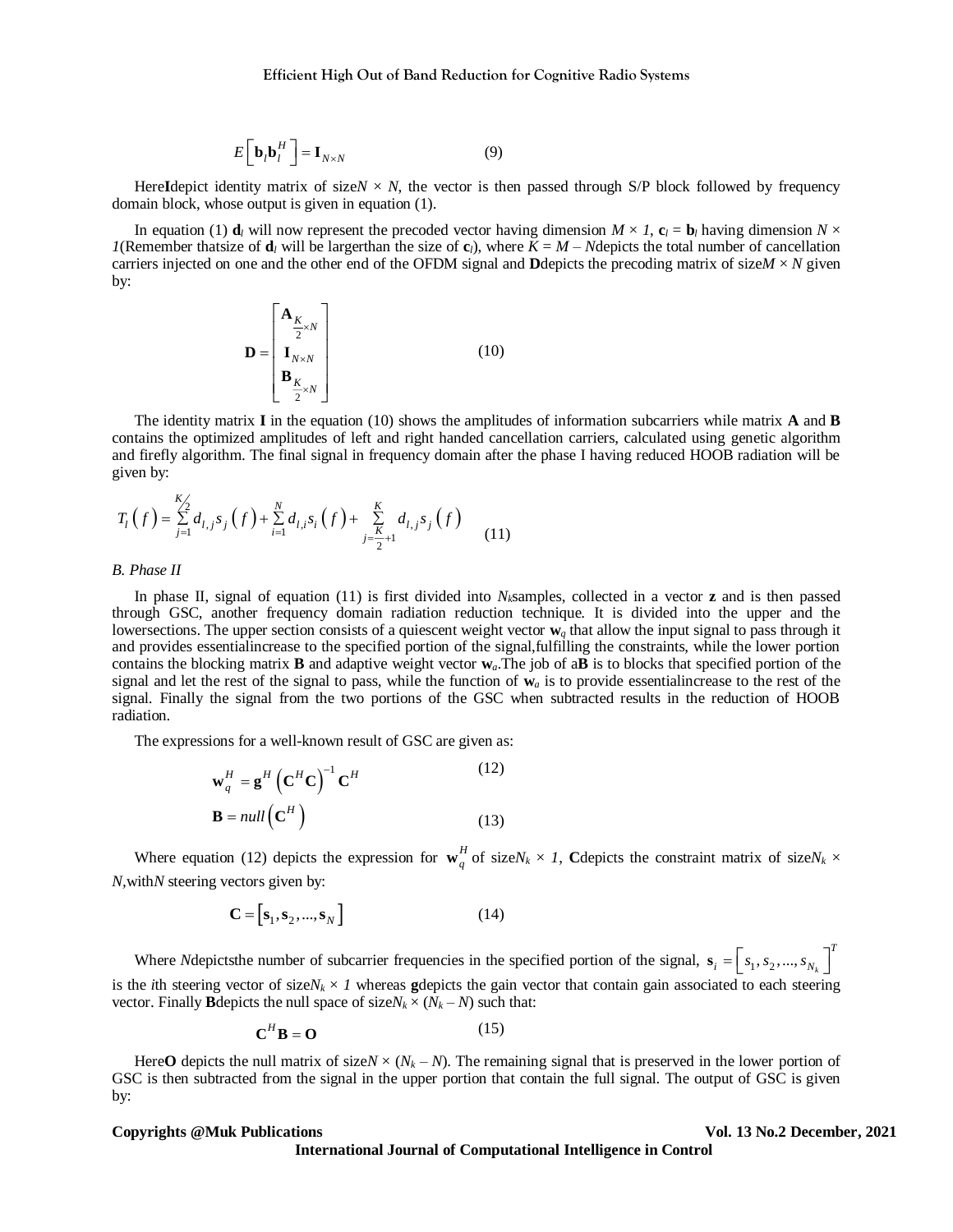$$E\left[\mathbf{b}_l\mathbf{b}_l^H\right] = \mathbf{I}_{N\times N} \tag{9}$$

Here**I**depict identity matrix of size$N \times N$, the vector is then passed through S/P block followed by frequency domain block, whose output is given in equation (1).

In equation (1) $\mathbf{d}_l$ will now represent the precoded vector having dimension $M \times 1$, $\mathbf{c}_l = \mathbf{b}_l$ having dimension $N \times 1$(Remember thatsize of $\mathbf{d}_l$ will be largerthan the size of $\mathbf{c}_l$), where $K = M - N$depicts the total number of cancellation carriers injected on one and the other end of the OFDM signal and **D**depicts the precoding matrix of size$M \times N$ given by:

$$\mathbf{D} = \begin{bmatrix} \mathbf{A}_{\frac{K}{2}\times N} \\ \mathbf{I}_{N\times N} \\ \mathbf{B}_{\frac{K}{2}\times N} \end{bmatrix} \tag{10}$$

The identity matrix **I** in the equation (10) shows the amplitudes of information subcarriers while matrix **A** and **B** contains the optimized amplitudes of left and right handed cancellation carriers, calculated using genetic algorithm and firefly algorithm. The final signal in frequency domain after the phase I having reduced HOOB radiation will be given by:

$$T_l\left(f\right) = \sum_{j=1}^{K/2} d_{l,j}s_j\left(f\right) + \sum_{i=1}^{N} d_{l,i}s_i\left(f\right) + \sum_{j=\frac{K}{2}+1}^{K} d_{l,j}s_j\left(f\right) \tag{11}$$

*B. Phase II*

In phase II, signal of equation (11) is first divided into $N_k$samples, collected in a vector **z** and is then passed through GSC, another frequency domain radiation reduction technique. It is divided into the upper and the lowersections. The upper section consists of a quiescent weight vector $\mathbf{w}_q$ that allow the input signal to pass through it and provides essentialincrease to the specified portion of the signal,fulfilling the constraints, while the lower portion contains the blocking matrix **B** and adaptive weight vector $\mathbf{w}_a$.The job of a**B** is to blocks that specified portion of the signal and let the rest of the signal to pass, while the function of $\mathbf{w}_a$ is to provide essentialincrease to the rest of the signal. Finally the signal from the two portions of the GSC when subtracted results in the reduction of HOOB radiation.

The expressions for a well-known result of GSC are given as:

$$\mathbf{w}_q^H = \mathbf{g}^H\left(\mathbf{C}^H\mathbf{C}\right)^{-1}\mathbf{C}^H \tag{12}$$

$$\mathbf{B} = null\left(\mathbf{C}^H\right) \tag{13}$$

Where equation (12) depicts the expression for $\mathbf{w}_q^H$ of size$N_k \times 1$, **C**depicts the constraint matrix of size$N_k \times N$,with$N$ steering vectors given by:

$$\mathbf{C} = \left[\mathbf{s}_1, \mathbf{s}_2, ..., \mathbf{s}_N\right] \tag{14}$$

Where $N$depictsthe number of subcarrier frequencies in the specified portion of the signal, $\mathbf{s}_i = \left[s_1, s_2, ..., s_{N_k}\right]^T$ is the $i$th steering vector of size$N_k \times 1$ whereas **g**depicts the gain vector that contain gain associated to each steering vector. Finally **B**depicts the null space of size$N_k \times (N_k - N)$ such that:

$$\mathbf{C}^H\mathbf{B} = \mathbf{O} \tag{15}$$

Here**O** depicts the null matrix of size$N \times (N_k - N)$. The remaining signal that is preserved in the lower portion of GSC is then subtracted from the signal in the upper portion that contain the full signal. The output of GSC is given by: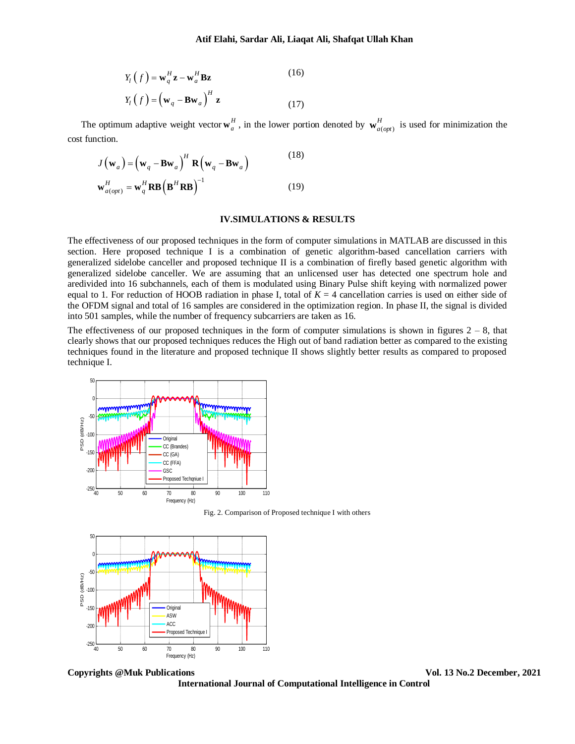$$Y_l(f) = \mathbf{w}_q^H \mathbf{z} - \mathbf{w}_a^H \mathbf{B}\mathbf{z} \tag{16}$$

$$Y_l(f) = \left(\mathbf{w}_q - \mathbf{B}\mathbf{w}_a\right)^H \mathbf{z} \tag{17}$$

The optimum adaptive weight vector $\mathbf{w}_a^H$ , in the lower portion denoted by $\mathbf{w}_{a(opt)}^H$ is used for minimization the cost function.

$$J(\mathbf{w}_a) = \left(\mathbf{w}_q - \mathbf{B}\mathbf{w}_a\right)^H \mathbf{R}\left(\mathbf{w}_q - \mathbf{B}\mathbf{w}_a\right) \tag{18}$$

$$\mathbf{w}_{a(opt)}^H = \mathbf{w}_q^H \mathbf{R}\mathbf{B}\left(\mathbf{B}^H \mathbf{R}\mathbf{B}\right)^{-1} \tag{19}$$

## IV.SIMULATIONS & RESULTS

The effectiveness of our proposed techniques in the form of computer simulations in MATLAB are discussed in this section. Here proposed technique I is a combination of genetic algorithm-based cancellation carriers with generalized sidelobe canceller and proposed technique II is a combination of firefly based genetic algorithm with generalized sidelobe canceller. We are assuming that an unlicensed user has detected one spectrum hole and aredivided into 16 subchannels, each of them is modulated using Binary Pulse shift keying with normalized power equal to 1. For reduction of HOOB radiation in phase I, total of $K = 4$ cancellation carries is used on either side of the OFDM signal and total of 16 samples are considered in the optimization region. In phase II, the signal is divided into 501 samples, while the number of frequency subcarriers are taken as 16.

The effectiveness of our proposed techniques in the form of computer simulations is shown in figures 2 – 8, that clearly shows that our proposed techniques reduces the High out of band radiation better as compared to the existing techniques found in the literature and proposed technique II shows slightly better results as compared to proposed technique I.

Fig. 2. Comparison of Proposed technique I with others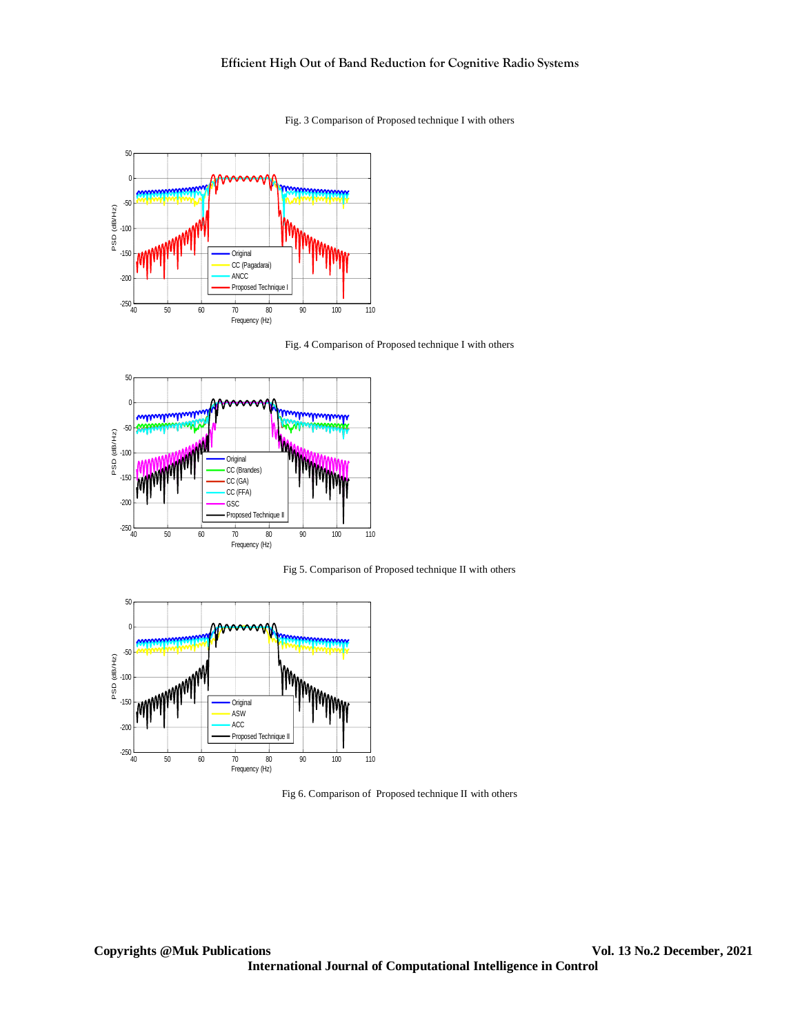Fig. 3 Comparison of Proposed technique I with others

Fig. 4 Comparison of Proposed technique I with others

Fig 5. Comparison of Proposed technique II with others

Fig 6. Comparison of Proposed technique II with others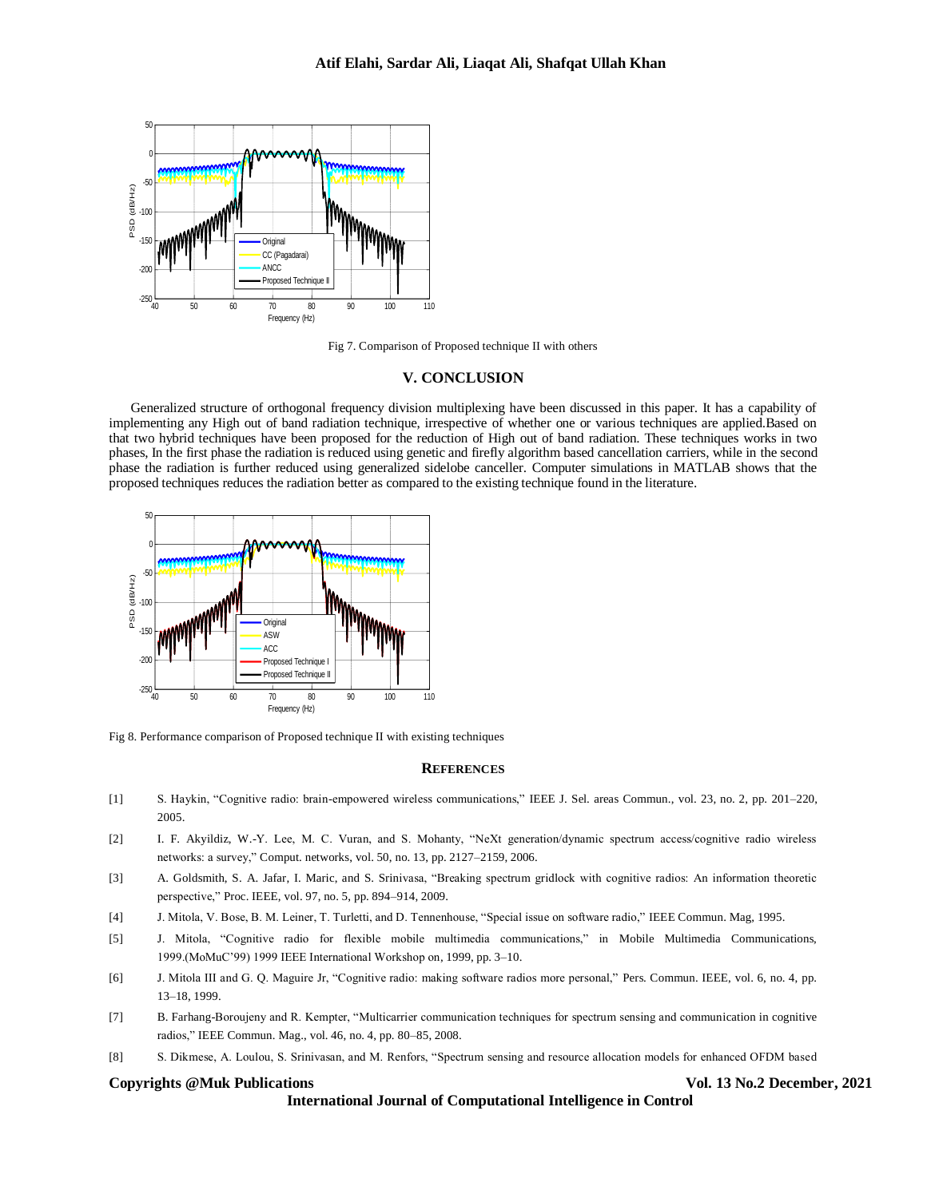Fig 7. Comparison of Proposed technique II with others

## V. CONCLUSION

Generalized structure of orthogonal frequency division multiplexing have been discussed in this paper. It has a capability of implementing any High out of band radiation technique, irrespective of whether one or various techniques are applied.Based on that two hybrid techniques have been proposed for the reduction of High out of band radiation. These techniques works in two phases, In the first phase the radiation is reduced using genetic and firefly algorithm based cancellation carriers, while in the second phase the radiation is further reduced using generalized sidelobe canceller. Computer simulations in MATLAB shows that the proposed techniques reduces the radiation better as compared to the existing technique found in the literature.

Fig 8. Performance comparison of Proposed technique II with existing techniques

## REFERENCES

[1] S. Haykin, “Cognitive radio: brain-empowered wireless communications,” IEEE J. Sel. areas Commun., vol. 23, no. 2, pp. 201–220, 2005.

[2] I. F. Akyildiz, W.-Y. Lee, M. C. Vuran, and S. Mohanty, “NeXt generation/dynamic spectrum access/cognitive radio wireless networks: a survey,” Comput. networks, vol. 50, no. 13, pp. 2127–2159, 2006.

[3] A. Goldsmith, S. A. Jafar, I. Maric, and S. Srinivasa, “Breaking spectrum gridlock with cognitive radios: An information theoretic perspective,” Proc. IEEE, vol. 97, no. 5, pp. 894–914, 2009.

[4] J. Mitola, V. Bose, B. M. Leiner, T. Turletti, and D. Tennenhouse, “Special issue on software radio,” IEEE Commun. Mag, 1995.

[5] J. Mitola, “Cognitive radio for flexible mobile multimedia communications,” in Mobile Multimedia Communications, 1999.(MoMuC’99) 1999 IEEE International Workshop on, 1999, pp. 3–10.

[6] J. Mitola III and G. Q. Maguire Jr, “Cognitive radio: making software radios more personal,” Pers. Commun. IEEE, vol. 6, no. 4, pp. 13–18, 1999.

[7] B. Farhang-Boroujeny and R. Kempter, “Multicarrier communication techniques for spectrum sensing and communication in cognitive radios,” IEEE Commun. Mag., vol. 46, no. 4, pp. 80–85, 2008.

[8] S. Dikmese, A. Loulou, S. Srinivasan, and M. Renfors, “Spectrum sensing and resource allocation models for enhanced OFDM based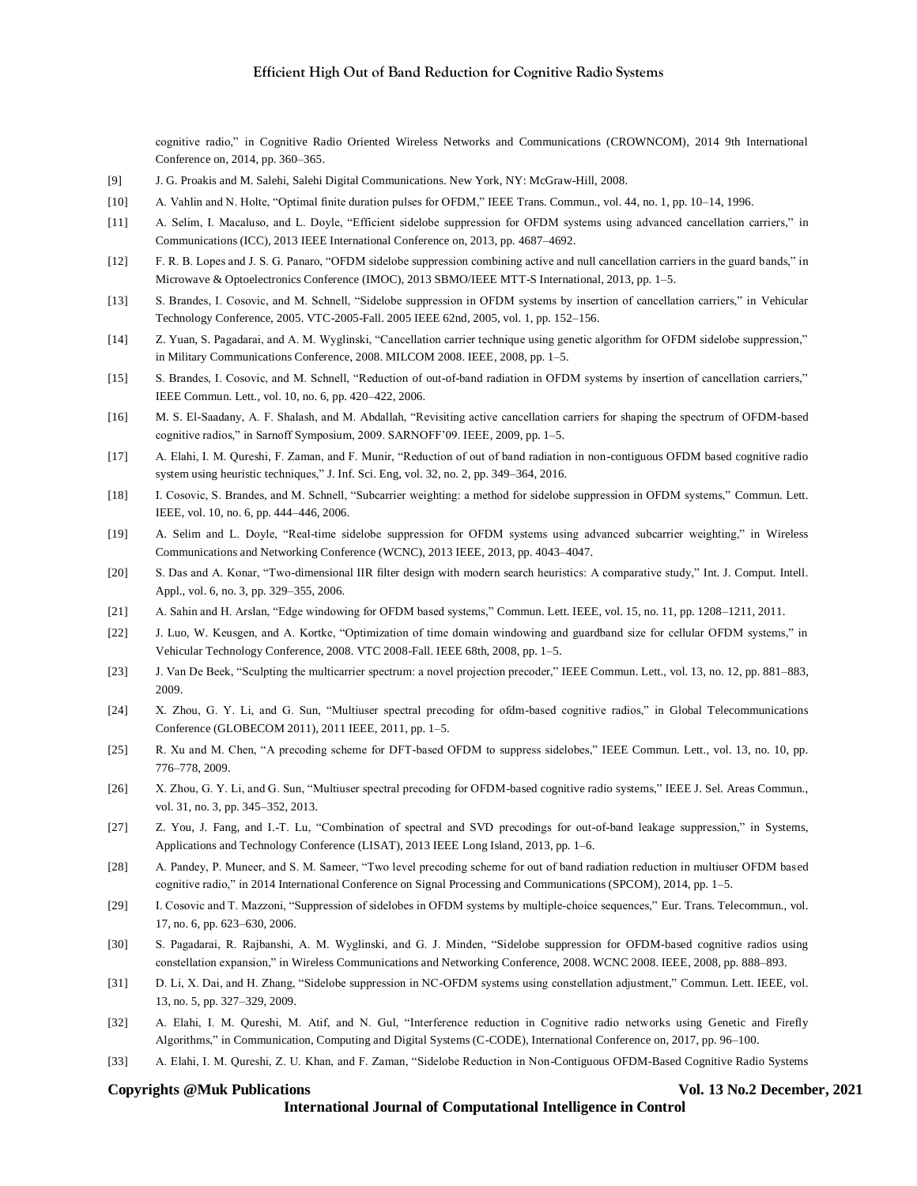cognitive radio," in Cognitive Radio Oriented Wireless Networks and Communications (CROWNCOM), 2014 9th International Conference on, 2014, pp. 360–365.

[9] J. G. Proakis and M. Salehi, Salehi Digital Communications. New York, NY: McGraw-Hill, 2008.

[10] A. Vahlin and N. Holte, "Optimal finite duration pulses for OFDM," IEEE Trans. Commun., vol. 44, no. 1, pp. 10–14, 1996.

[11] A. Selim, I. Macaluso, and L. Doyle, "Efficient sidelobe suppression for OFDM systems using advanced cancellation carriers," in Communications (ICC), 2013 IEEE International Conference on, 2013, pp. 4687–4692.

[12] F. R. B. Lopes and J. S. G. Panaro, "OFDM sidelobe suppression combining active and null cancellation carriers in the guard bands," in Microwave & Optoelectronics Conference (IMOC), 2013 SBMO/IEEE MTT-S International, 2013, pp. 1–5.

[13] S. Brandes, I. Cosovic, and M. Schnell, "Sidelobe suppression in OFDM systems by insertion of cancellation carriers," in Vehicular Technology Conference, 2005. VTC-2005-Fall. 2005 IEEE 62nd, 2005, vol. 1, pp. 152–156.

[14] Z. Yuan, S. Pagadarai, and A. M. Wyglinski, "Cancellation carrier technique using genetic algorithm for OFDM sidelobe suppression," in Military Communications Conference, 2008. MILCOM 2008. IEEE, 2008, pp. 1–5.

[15] S. Brandes, I. Cosovic, and M. Schnell, "Reduction of out-of-band radiation in OFDM systems by insertion of cancellation carriers," IEEE Commun. Lett., vol. 10, no. 6, pp. 420–422, 2006.

[16] M. S. El-Saadany, A. F. Shalash, and M. Abdallah, "Revisiting active cancellation carriers for shaping the spectrum of OFDM-based cognitive radios," in Sarnoff Symposium, 2009. SARNOFF'09. IEEE, 2009, pp. 1–5.

[17] A. Elahi, I. M. Qureshi, F. Zaman, and F. Munir, "Reduction of out of band radiation in non-contiguous OFDM based cognitive radio system using heuristic techniques," J. Inf. Sci. Eng, vol. 32, no. 2, pp. 349–364, 2016.

[18] I. Cosovic, S. Brandes, and M. Schnell, "Subcarrier weighting: a method for sidelobe suppression in OFDM systems," Commun. Lett. IEEE, vol. 10, no. 6, pp. 444–446, 2006.

[19] A. Selim and L. Doyle, "Real-time sidelobe suppression for OFDM systems using advanced subcarrier weighting," in Wireless Communications and Networking Conference (WCNC), 2013 IEEE, 2013, pp. 4043–4047.

[20] S. Das and A. Konar, "Two-dimensional IIR filter design with modern search heuristics: A comparative study," Int. J. Comput. Intell. Appl., vol. 6, no. 3, pp. 329–355, 2006.

[21] A. Sahin and H. Arslan, "Edge windowing for OFDM based systems," Commun. Lett. IEEE, vol. 15, no. 11, pp. 1208–1211, 2011.

[22] J. Luo, W. Keusgen, and A. Kortke, "Optimization of time domain windowing and guardband size for cellular OFDM systems," in Vehicular Technology Conference, 2008. VTC 2008-Fall. IEEE 68th, 2008, pp. 1–5.

[23] J. Van De Beek, "Sculpting the multicarrier spectrum: a novel projection precoder," IEEE Commun. Lett., vol. 13, no. 12, pp. 881–883, 2009.

[24] X. Zhou, G. Y. Li, and G. Sun, "Multiuser spectral precoding for ofdm-based cognitive radios," in Global Telecommunications Conference (GLOBECOM 2011), 2011 IEEE, 2011, pp. 1–5.

[25] R. Xu and M. Chen, "A precoding scheme for DFT-based OFDM to suppress sidelobes," IEEE Commun. Lett., vol. 13, no. 10, pp. 776–778, 2009.

[26] X. Zhou, G. Y. Li, and G. Sun, "Multiuser spectral precoding for OFDM-based cognitive radio systems," IEEE J. Sel. Areas Commun., vol. 31, no. 3, pp. 345–352, 2013.

[27] Z. You, J. Fang, and I.-T. Lu, "Combination of spectral and SVD precodings for out-of-band leakage suppression," in Systems, Applications and Technology Conference (LISAT), 2013 IEEE Long Island, 2013, pp. 1–6.

[28] A. Pandey, P. Muneer, and S. M. Sameer, "Two level precoding scheme for out of band radiation reduction in multiuser OFDM based cognitive radio," in 2014 International Conference on Signal Processing and Communications (SPCOM), 2014, pp. 1–5.

[29] I. Cosovic and T. Mazzoni, "Suppression of sidelobes in OFDM systems by multiple-choice sequences," Eur. Trans. Telecommun., vol. 17, no. 6, pp. 623–630, 2006.

[30] S. Pagadarai, R. Rajbanshi, A. M. Wyglinski, and G. J. Minden, "Sidelobe suppression for OFDM-based cognitive radios using constellation expansion," in Wireless Communications and Networking Conference, 2008. WCNC 2008. IEEE, 2008, pp. 888–893.

[31] D. Li, X. Dai, and H. Zhang, "Sidelobe suppression in NC-OFDM systems using constellation adjustment," Commun. Lett. IEEE, vol. 13, no. 5, pp. 327–329, 2009.

[32] A. Elahi, I. M. Qureshi, M. Atif, and N. Gul, "Interference reduction in Cognitive radio networks using Genetic and Firefly Algorithms," in Communication, Computing and Digital Systems (C-CODE), International Conference on, 2017, pp. 96–100.

[33] A. Elahi, I. M. Qureshi, Z. U. Khan, and F. Zaman, "Sidelobe Reduction in Non-Contiguous OFDM-Based Cognitive Radio Systems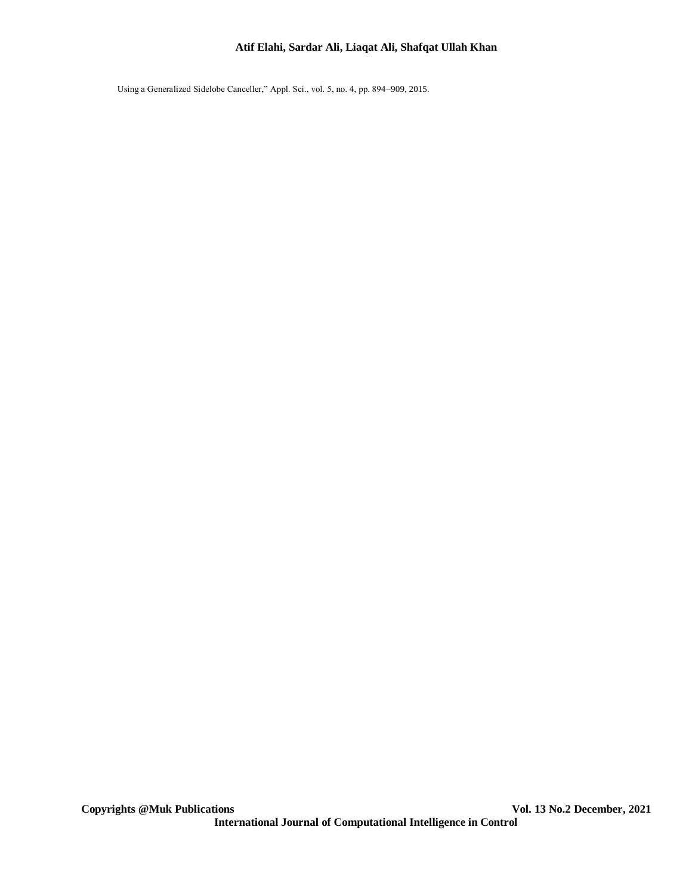Using a Generalized Sidelobe Canceller," Appl. Sci., vol. 5, no. 4, pp. 894–909, 2015.